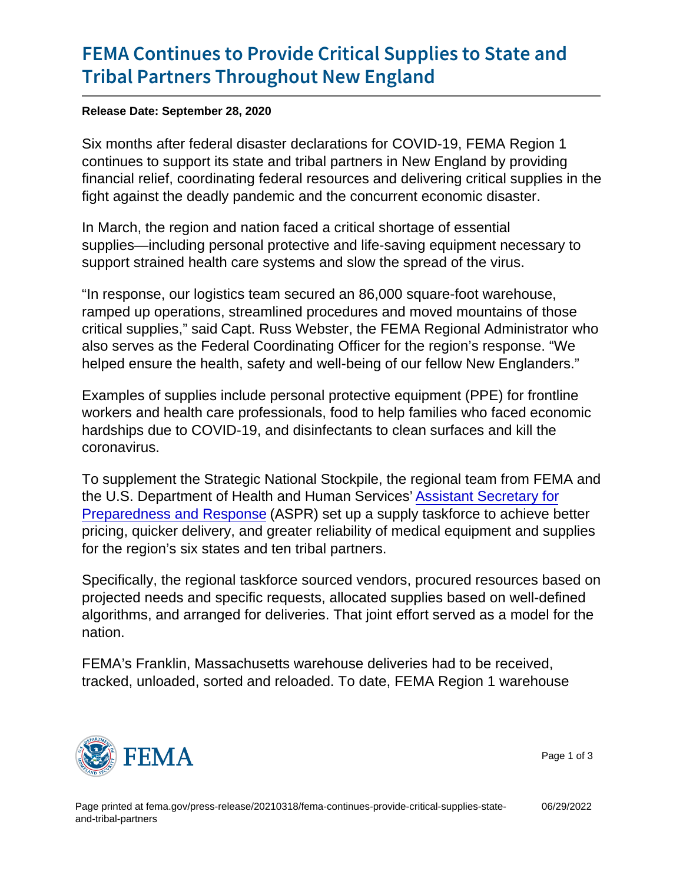# FEMA Continues to Provide Critical Supplies to State and Tribal Partners Throughout New England

**Release Date: September 28, 2020**

Six months after federal disaster declarations for COVID-19, FEMA Region 1 continues to support its state and tribal partners in New England by providing financial relief, coordinating federal resources and delivering critical supplies in the fight against the deadly pandemic and the concurrent economic disaster.

In March, the region and nation faced a critical shortage of essential supplies—including personal protective and life-saving equipment necessary to support strained health care systems and slow the spread of the virus.

"In response, our logistics team secured an 86,000 square-foot warehouse, ramped up operations, streamlined procedures and moved mountains of those critical supplies," said Capt. Russ Webster, the FEMA Regional Administrator who also serves as the Federal Coordinating Officer for the region's response. "We helped ensure the health, safety and well-being of our fellow New Englanders."

Examples of supplies include personal protective equipment (PPE) for frontline workers and health care professionals, food to help families who faced economic hardships due to COVID-19, and disinfectants to clean surfaces and kill the coronavirus.

To supplement the Strategic National Stockpile, the regional team from FEMA and the U.S. Department of Health and Human Services' Assistant Secretary for Preparedness and Response (ASPR) set up a supply taskforce to achieve better pricing, quicker delivery, and greater reliability of medical equipment and supplies for the region's six states and ten tribal partners.

Specifically, the regional taskforce sourced vendors, procured resources based on projected needs and specific requests, allocated supplies based on well-defined algorithms, and arranged for deliveries. That joint effort served as a model for the nation.

FEMA's Franklin, Massachusetts warehouse deliveries had to be received, tracked, unloaded, sorted and reloaded. To date, FEMA Region 1 warehouse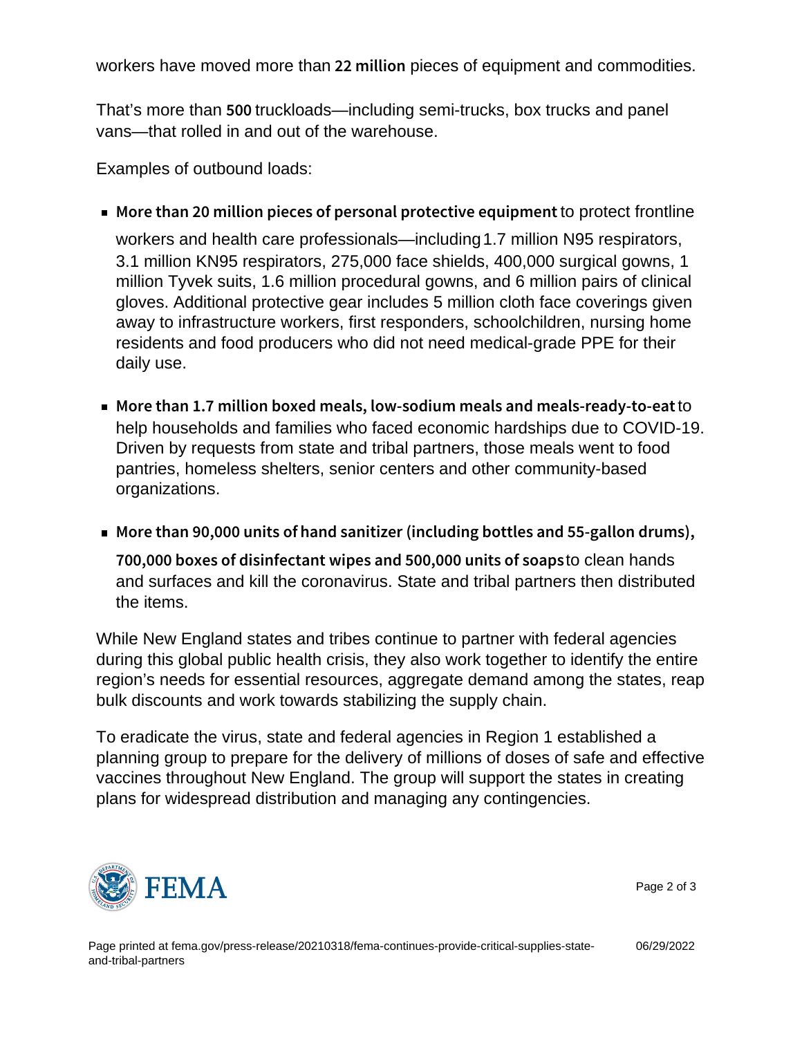workers have moved more than **22 million** pieces of equipment and commodities.

That's more than **500** truckloads—including semi-trucks, box trucks and panel vans—that rolled in and out of the warehouse.

Examples of outbound loads:

- **More than 20 million pieces of personal protective equipment** to protect frontline workers and health care professionals—including 1.7 million N95 respirators, 3.1 million KN95 respirators, 275,000 face shields, 400,000 surgical gowns, 1 million Tyvek suits, 1.6 million procedural gowns, and 6 million pairs of clinical gloves. Additional protective gear includes 5 million cloth face coverings given away to infrastructure workers, first responders, schoolchildren, nursing home residents and food producers who did not need medical-grade PPE for their daily use.
- **More than 1.7 million boxed meals, low-sodium meals and meals-ready-to-eat** to help households and families who faced economic hardships due to COVID-19. Driven by requests from state and tribal partners, those meals went to food pantries, homeless shelters, senior centers and other community-based organizations.
- **More than 90,000 units of hand sanitizer (including bottles and 55-gallon drums), 700,000 boxes of disinfectant wipes and 500,000 units of soaps** to clean hands and surfaces and kill the coronavirus. State and tribal partners then distributed the items.

While New England states and tribes continue to partner with federal agencies during this global public health crisis, they also work together to identify the entire region's needs for essential resources, aggregate demand among the states, reap bulk discounts and work towards stabilizing the supply chain.

To eradicate the virus, state and federal agencies in Region 1 established a planning group to prepare for the delivery of millions of doses of safe and effective vaccines throughout New England. The group will support the states in creating plans for widespread distribution and managing any contingencies.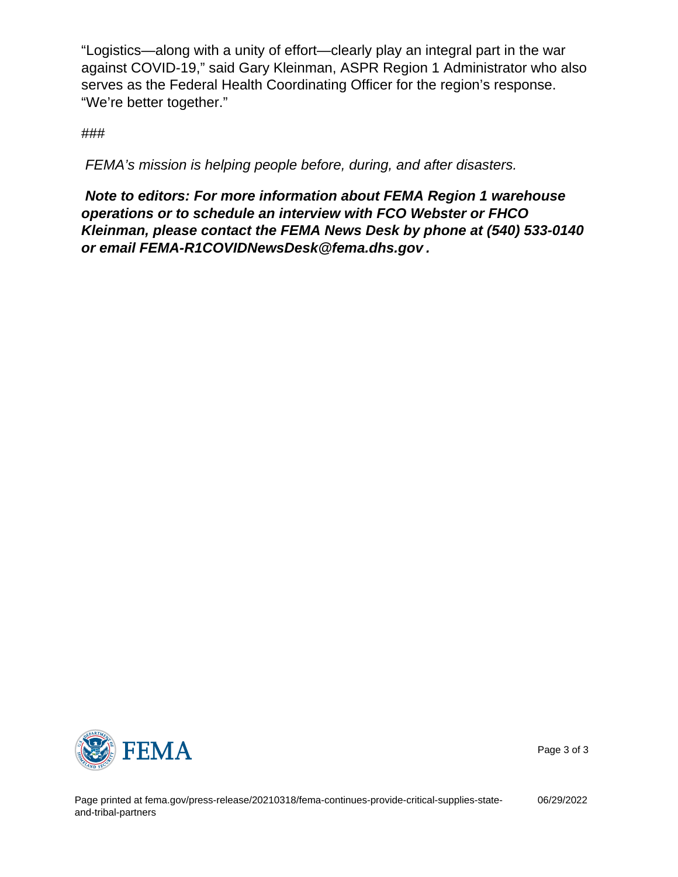"Logistics—along with a unity of effort—clearly play an integral part in the war against COVID-19," said Gary Kleinman, ASPR Region 1 Administrator who also serves as the Federal Health Coordinating Officer for the region's response. "We're better together."

###

*FEMA's mission is helping people before, during, and after disasters.*

***Note to editors: For more information about FEMA Region 1 warehouse operations or to schedule an interview with FCO Webster or FHCO Kleinman, please contact the FEMA News Desk by phone at (540) 533-0140 or email FEMA-R1COVIDNewsDesk@fema.dhs.gov .***